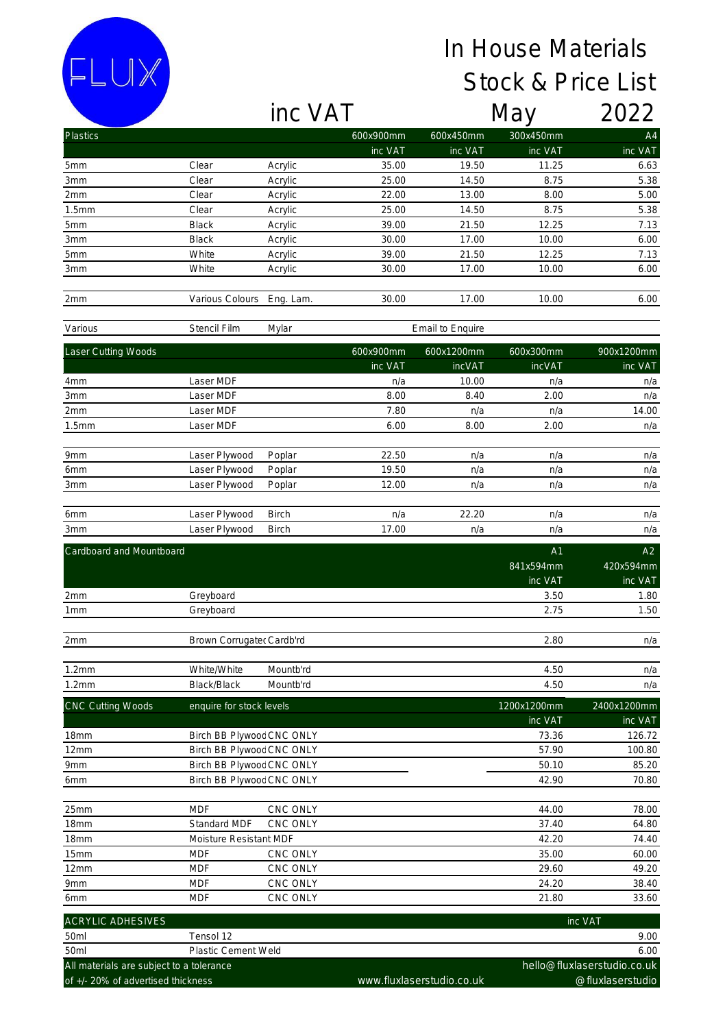FLUX

# In House Materials Stock & Price List

## inc VAT — May 2022

| Plastics | | | 600x900mm | 600x450mm | 300x450mm | A4 |
|---|---|---|---|---|---|---|
| | | | inc VAT | inc VAT | inc VAT | inc VAT |
| 5mm | Clear | Acrylic | 35.00 | 19.50 | 11.25 | 6.63 |
| 3mm | Clear | Acrylic | 25.00 | 14.50 | 8.75 | 5.38 |
| 2mm | Clear | Acrylic | 22.00 | 13.00 | 8.00 | 5.00 |
| 1.5mm | Clear | Acrylic | 25.00 | 14.50 | 8.75 | 5.38 |
| 5mm | Black | Acrylic | 39.00 | 21.50 | 12.25 | 7.13 |
| 3mm | Black | Acrylic | 30.00 | 17.00 | 10.00 | 6.00 |
| 5mm | White | Acrylic | 39.00 | 21.50 | 12.25 | 7.13 |
| 3mm | White | Acrylic | 30.00 | 17.00 | 10.00 | 6.00 |
| 2mm | Various Colours | Eng. Lam. | 30.00 | 17.00 | 10.00 | 6.00 |
| Various | Stencil Film | Mylar | | Email to Enquire | | |

| Laser Cutting Woods | | | 600x900mm | 600x1200mm | 600x300mm | 900x1200mm |
|---|---|---|---|---|---|---|
| | | | inc VAT | incVAT | incVAT | inc VAT |
| 4mm | Laser MDF | | n/a | 10.00 | n/a | n/a |
| 3mm | Laser MDF | | 8.00 | 8.40 | 2.00 | n/a |
| 2mm | Laser MDF | | 7.80 | n/a | n/a | 14.00 |
| 1.5mm | Laser MDF | | 6.00 | 8.00 | 2.00 | n/a |
| 9mm | Laser Plywood | Poplar | 22.50 | n/a | n/a | n/a |
| 6mm | Laser Plywood | Poplar | 19.50 | n/a | n/a | n/a |
| 3mm | Laser Plywood | Poplar | 12.00 | n/a | n/a | n/a |
| 6mm | Laser Plywood | Birch | n/a | 22.20 | n/a | n/a |
| 3mm | Laser Plywood | Birch | 17.00 | n/a | n/a | n/a |

| Cardboard and Mountboard | | | A1 | A2 |
|---|---|---|---|---|
| | | | 841x594mm | 420x594mm |
| | | | inc VAT | inc VAT |
| 2mm | Greyboard | | 3.50 | 1.80 |
| 1mm | Greyboard | | 2.75 | 1.50 |
| 2mm | Brown Corrugatec | Cardb'rd | 2.80 | n/a |
| 1.2mm | White/White | Mountb'rd | 4.50 | n/a |
| 1.2mm | Black/Black | Mountb'rd | 4.50 | n/a |

| CNC Cutting Woods | enquire for stock levels | | 1200x1200mm | 2400x1200mm |
|---|---|---|---|---|
| | | | inc VAT | inc VAT |
| 18mm | Birch BB Plywood | CNC ONLY | 73.36 | 126.72 |
| 12mm | Birch BB Plywood | CNC ONLY | 57.90 | 100.80 |
| 9mm | Birch BB Plywood | CNC ONLY | 50.10 | 85.20 |
| 6mm | Birch BB Plywood | CNC ONLY | 42.90 | 70.80 |
| 25mm | MDF | CNC ONLY | 44.00 | 78.00 |
| 18mm | Standard MDF | CNC ONLY | 37.40 | 64.80 |
| 18mm | Moisture Resistant MDF | | 42.20 | 74.40 |
| 15mm | MDF | CNC ONLY | 35.00 | 60.00 |
| 12mm | MDF | CNC ONLY | 29.60 | 49.20 |
| 9mm | MDF | CNC ONLY | 24.20 | 38.40 |
| 6mm | MDF | CNC ONLY | 21.80 | 33.60 |

| ACRYLIC ADHESIVES | | inc VAT |
|---|---|---|
| 50ml | Tensol 12 | 9.00 |
| 50ml | Plastic Cement Weld | 6.00 |

All materials are subject to a tolerance of +/- 20% of advertised thickness

www.fluxlaserstudio.co.uk

hello@fluxlaserstudio.co.uk

@fluxlaserstudio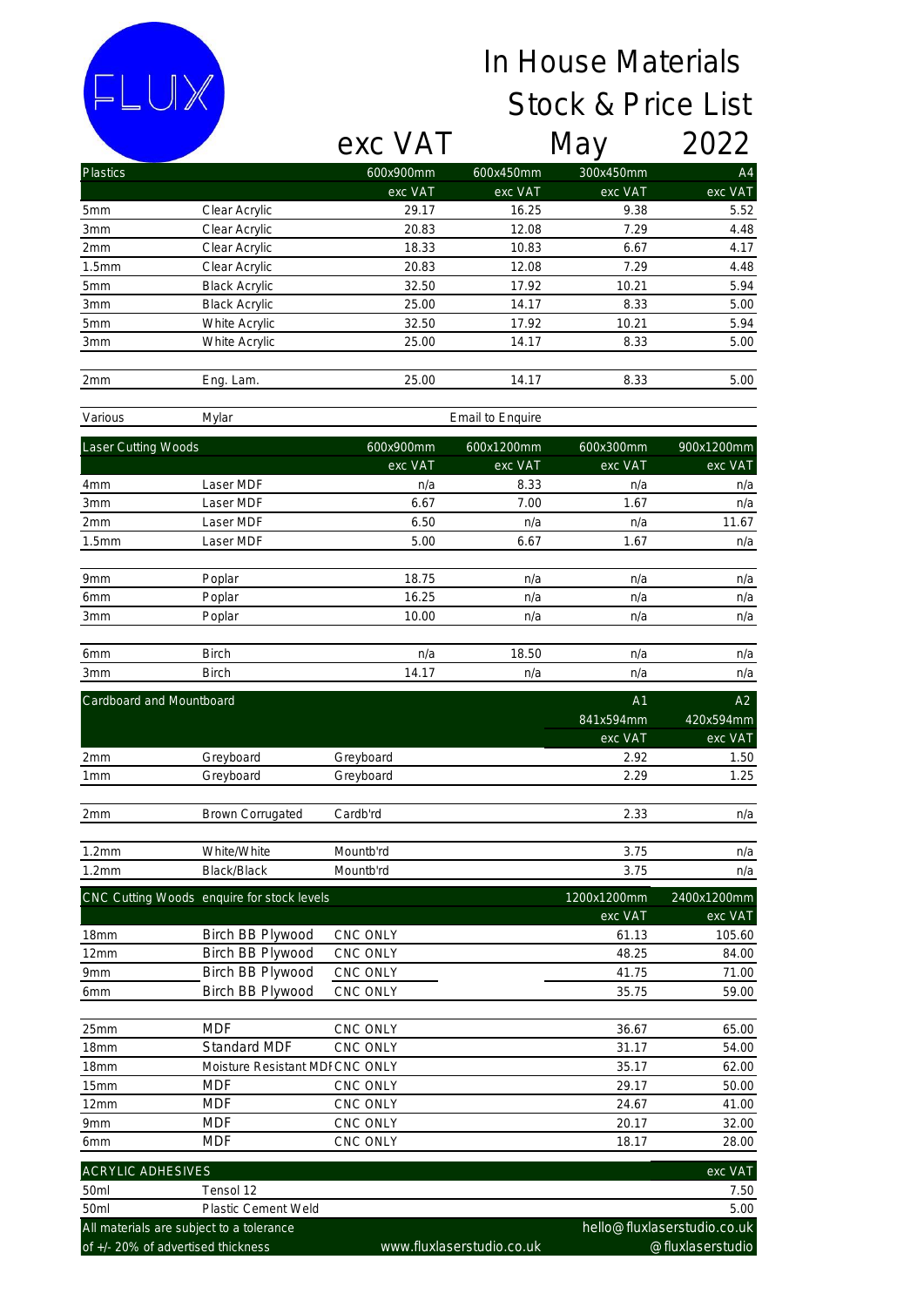FLUX

# In House Materials Stock & Price List

exc VAT May 2022

| Plastics | | 600x900mm | 600x450mm | 300x450mm | A4 |
|---|---|---|---|---|---|
| | | exc VAT | exc VAT | exc VAT | exc VAT |
| 5mm | Clear Acrylic | 29.17 | 16.25 | 9.38 | 5.52 |
| 3mm | Clear Acrylic | 20.83 | 12.08 | 7.29 | 4.48 |
| 2mm | Clear Acrylic | 18.33 | 10.83 | 6.67 | 4.17 |
| 1.5mm | Clear Acrylic | 20.83 | 12.08 | 7.29 | 4.48 |
| 5mm | Black Acrylic | 32.50 | 17.92 | 10.21 | 5.94 |
| 3mm | Black Acrylic | 25.00 | 14.17 | 8.33 | 5.00 |
| 5mm | White Acrylic | 32.50 | 17.92 | 10.21 | 5.94 |
| 3mm | White Acrylic | 25.00 | 14.17 | 8.33 | 5.00 |
| 2mm | Eng. Lam. | 25.00 | 14.17 | 8.33 | 5.00 |
| Various | Mylar | | Email to Enquire | | |

| Laser Cutting Woods | | 600x900mm | 600x1200mm | 600x300mm | 900x1200mm |
|---|---|---|---|---|---|
| | | exc VAT | exc VAT | exc VAT | exc VAT |
| 4mm | Laser MDF | n/a | 8.33 | n/a | n/a |
| 3mm | Laser MDF | 6.67 | 7.00 | 1.67 | n/a |
| 2mm | Laser MDF | 6.50 | n/a | n/a | 11.67 |
| 1.5mm | Laser MDF | 5.00 | 6.67 | 1.67 | n/a |
| 9mm | Poplar | 18.75 | n/a | n/a | n/a |
| 6mm | Poplar | 16.25 | n/a | n/a | n/a |
| 3mm | Poplar | 10.00 | n/a | n/a | n/a |
| 6mm | Birch | n/a | 18.50 | n/a | n/a |
| 3mm | Birch | 14.17 | n/a | n/a | n/a |

| Cardboard and Mountboard | | | A1 | A2 |
|---|---|---|---|---|
| | | | 841x594mm | 420x594mm |
| | | | exc VAT | exc VAT |
| 2mm | Greyboard | Greyboard | 2.92 | 1.50 |
| 1mm | Greyboard | Greyboard | 2.29 | 1.25 |
| 2mm | Brown Corrugated | Cardb'rd | 2.33 | n/a |
| 1.2mm | White/White | Mountb'rd | 3.75 | n/a |
| 1.2mm | Black/Black | Mountb'rd | 3.75 | n/a |

| CNC Cutting Woods | enquire for stock levels | | 1200x1200mm | 2400x1200mm |
|---|---|---|---|---|
| | | | exc VAT | exc VAT |
| 18mm | Birch BB Plywood | CNC ONLY | 61.13 | 105.60 |
| 12mm | Birch BB Plywood | CNC ONLY | 48.25 | 84.00 |
| 9mm | Birch BB Plywood | CNC ONLY | 41.75 | 71.00 |
| 6mm | Birch BB Plywood | CNC ONLY | 35.75 | 59.00 |
| 25mm | MDF | CNC ONLY | 36.67 | 65.00 |
| 18mm | Standard MDF | CNC ONLY | 31.17 | 54.00 |
| 18mm | Moisture Resistant MDF | CNC ONLY | 35.17 | 62.00 |
| 15mm | MDF | CNC ONLY | 29.17 | 50.00 |
| 12mm | MDF | CNC ONLY | 24.67 | 41.00 |
| 9mm | MDF | CNC ONLY | 20.17 | 32.00 |
| 6mm | MDF | CNC ONLY | 18.17 | 28.00 |

| ACRYLIC ADHESIVES | | exc VAT |
|---|---|---|
| 50ml | Tensol 12 | 7.50 |
| 50ml | Plastic Cement Weld | 5.00 |

All materials are subject to a tolerance of +/- 20% of advertised thickness

www.fluxlaserstudio.co.uk

hello@fluxlaserstudio.co.uk

@fluxlaserstudio